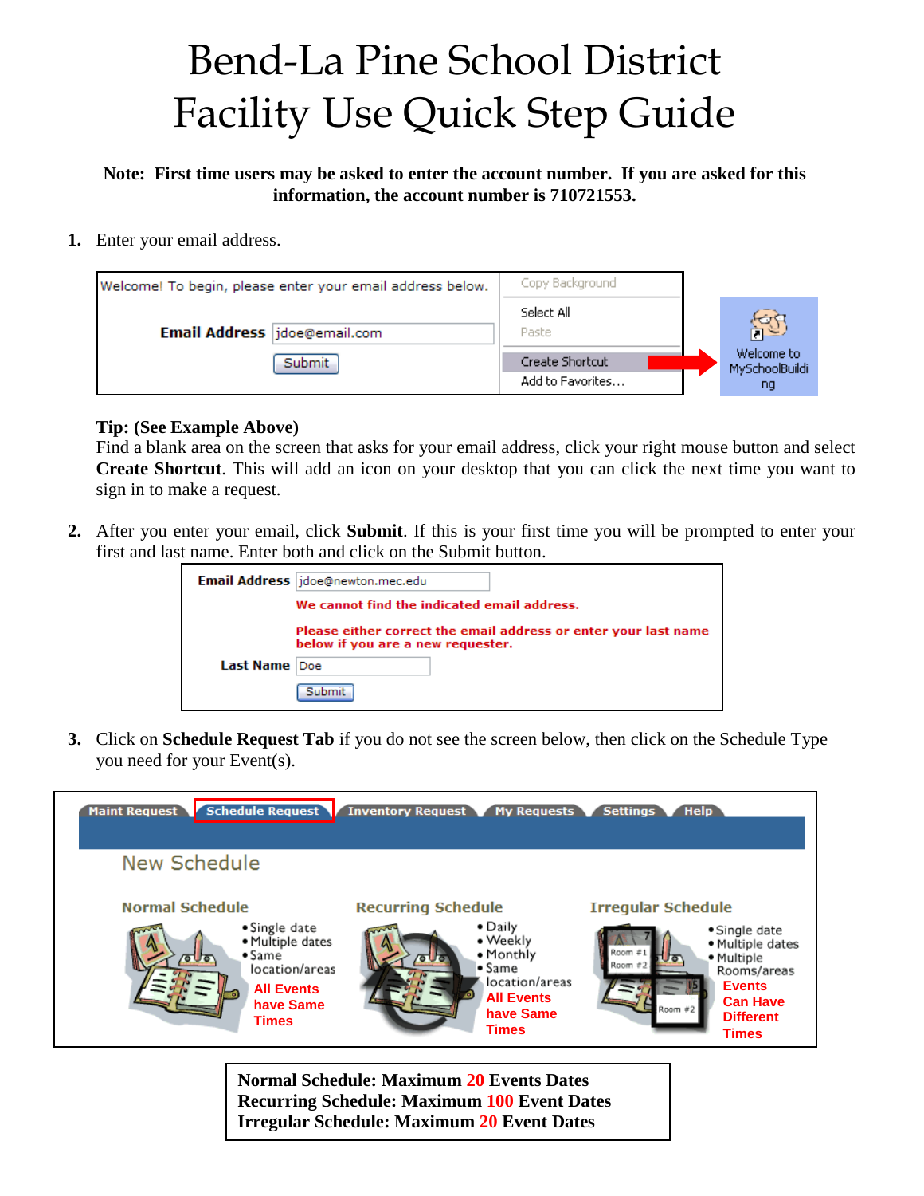# Bend-La Pine School District
# Facility Use Quick Step Guide

**Note: First time users may be asked to enter the account number. If you are asked for this information, the account number is 710721553.**

1. Enter your email address.

Welcome! To begin, please enter your email address below.

**Email Address** jdoe@email.com

Submit

Copy Background
Select All
Paste
Create Shortcut
Add to Favorites...

Welcome to MySchoolBuilding

**Tip: (See Example Above)**
Find a blank area on the screen that asks for your email address, click your right mouse button and select **Create Shortcut**. This will add an icon on your desktop that you can click the next time you want to sign in to make a request.

2. After you enter your email, click **Submit**. If this is your first time you will be prompted to enter your first and last name. Enter both and click on the Submit button.

**Email Address** jdoe@newton.mec.edu

**We cannot find the indicated email address.**

**Please either correct the email address or enter your last name below if you are a new requester.**

**Last Name** Doe

Submit

3. Click on **Schedule Request Tab** if you do not see the screen below, then click on the Schedule Type you need for your Event(s).

Maint Request | Schedule Request | Inventory Request | My Requests | Settings | Help

New Schedule

**Normal Schedule**
- Single date
- Multiple dates
- Same location/areas

**All Events have Same Times**

**Recurring Schedule**
- Daily
- Weekly
- Monthly
- Same location/areas

**All Events have Same Times**

**Irregular Schedule**
- Single date
- Multiple dates
- Multiple Rooms/areas

**Events Can Have Different Times**

**Normal Schedule: Maximum 20 Events Dates**
**Recurring Schedule: Maximum 100 Event Dates**
**Irregular Schedule: Maximum 20 Event Dates**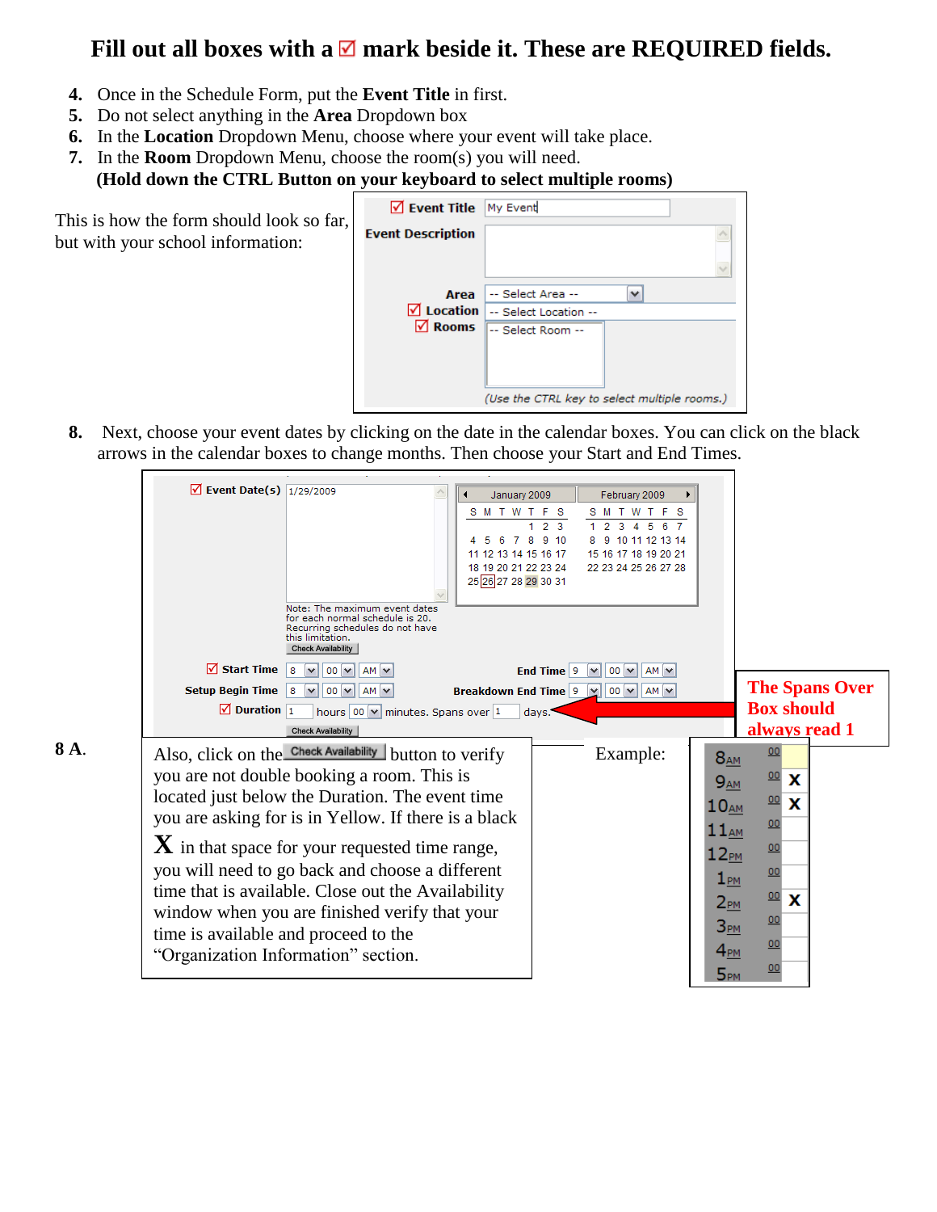# Fill out all boxes with a ☑ mark beside it. These are REQUIRED fields.

4. Once in the Schedule Form, put the **Event Title** in first.
5. Do not select anything in the **Area** Dropdown box
6. In the **Location** Dropdown Menu, choose where your event will take place.
7. In the **Room** Dropdown Menu, choose the room(s) you will need. **(Hold down the CTRL Button on your keyboard to select multiple rooms)**

This is how the form should look so far, but with your school information:

☑ Event Title: My Event
Event Description:
Area: -- Select Area --
☑ Location: -- Select Location --
☑ Rooms: -- Select Room --
(Use the CTRL key to select multiple rooms.)

8. Next, choose your event dates by clicking on the date in the calendar boxes. You can click on the black arrows in the calendar boxes to change months. Then choose your Start and End Times.

☑ Event Date(s): 1/29/2009

Note: The maximum event dates for each normal schedule is 20. Recurring schedules do not have this limitation.

Check Availability

☑ Start Time: 8 : 00 AM — End Time: 9 : 00 AM
Setup Begin Time: 8 : 00 AM — Breakdown End Time: 9 : 00 AM
☑ Duration: 1 hours 00 minutes. Spans over 1 days.

Check Availability

**The Spans Over Box should always read 1**

**8 A.** Also, click on the Check Availability button to verify you are not double booking a room. This is located just below the Duration. The event time you are asking for is in Yellow. If there is a black **X** in that space for your requested time range, you will need to go back and choose a different time that is available. Close out the Availability window when you are finished verify that your time is available and proceed to the "Organization Information" section.

Example:

| Time | | Booked |
|---|---|---|
| 8AM | 00 | |
| 9AM | 00 | X |
| 10AM | 00 | X |
| 11AM | 00 | |
| 12PM | 00 | |
| 1PM | 00 | |
| 2PM | 00 | X |
| 3PM | 00 | |
| 4PM | 00 | |
| 5PM | 00 | |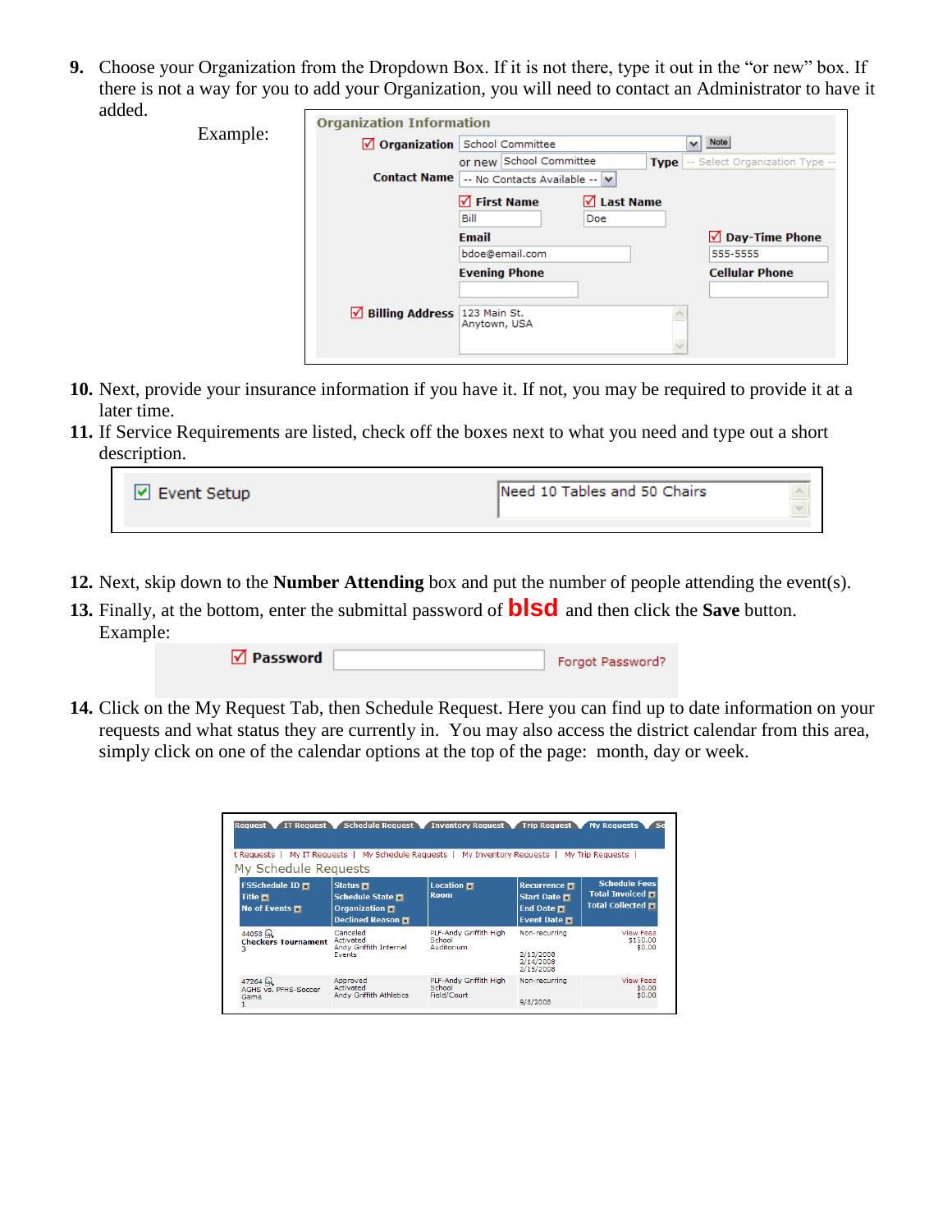9. Choose your Organization from the Dropdown Box. If it is not there, type it out in the "or new" box. If there is not a way for you to add your Organization, you will need to contact an Administrator to have it added.

   Example:

   **Organization Information**

   ☑ **Organization** School Committee [Note]
   or new School Committee **Type** -- Select Organization Type --
   **Contact Name** -- No Contacts Available --
   ☑ **First Name** Bill ☑ **Last Name** Doe
   **Email** bdoe@email.com ☑ **Day-Time Phone** 555-5555
   **Evening Phone** **Cellular Phone**
   ☑ **Billing Address** 123 Main St. Anytown, USA

10. Next, provide your insurance information if you have it. If not, you may be required to provide it at a later time.
11. If Service Requirements are listed, check off the boxes next to what you need and type out a short description.

   ☑ Event Setup Need 10 Tables and 50 Chairs

12. Next, skip down to the **Number Attending** box and put the number of people attending the event(s).
13. Finally, at the bottom, enter the submittal password of **blsd** and then click the **Save** button. Example:

   ☑ **Password** Forgot Password?

14. Click on the My Request Tab, then Schedule Request. Here you can find up to date information on your requests and what status they are currently in. You may also access the district calendar from this area, simply click on one of the calendar options at the top of the page: month, day or week.

Request | IT Request | Schedule Request | Inventory Request | Trip Request | My Requests | Se

t Requests | My IT Requests | My Schedule Requests | My Inventory Requests | My Trip Requests |

My Schedule Requests

| FSSchedule ID / Title / No of Events | Status / Schedule State / Organization / Declined Reason | Location / Room | Recurrence / Start Date / End Date / Event Date | Schedule Fees / Total Invoiced / Total Collected |
|---|---|---|---|---|
| 44053 Checkers Tournament 3 | Canceled Activated Andy Griffith Internal Events | PLF-Andy Griffith High School Auditorium | Non-recurring 2/13/2008 2/14/2008 2/15/2008 | View Fees $150.00 $0.00 |
| 47264 AGHS vs. PFHS-Soccer Game 1 | Approved Activated Andy Griffith Athletics | PLF-Andy Griffith High School Field/Court | Non-recurring 9/8/2008 | View Fees $0.00 $0.00 |